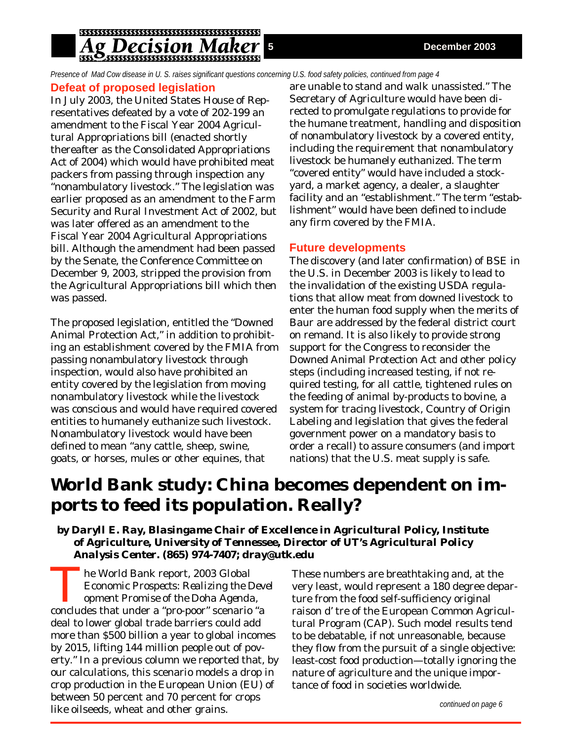*Presence of Mad Cow disease in U. S. raises significant questions concerning U.S. food safety policies, continued from page 4*

## Defeat of proposed legislation

In July 2003, the United States House of Representatives defeated by a vote of 202-199 an amendment to the Fiscal Year 2004 Agricultural Appropriations bill (enacted shortly thereafter as the Consolidated Appropriations Act of 2004) which would have prohibited meat packers from passing through inspection any "nonambulatory livestock." The legislation was earlier proposed as an amendment to the Farm Security and Rural Investment Act of 2002, but was later offered as an amendment to the Fiscal Year 2004 Agricultural Appropriations bill. Although the amendment had been passed by the Senate, the Conference Committee on December 9, 2003, stripped the provision from the Agricultural Appropriations bill which then was passed.

The proposed legislation, entitled the "Downed Animal Protection Act," in addition to prohibiting an establishment covered by the FMIA from passing nonambulatory livestock through inspection, would also have prohibited an entity covered by the legislation from moving nonambulatory livestock while the livestock was conscious and would have required covered entities to humanely euthanize such livestock. Nonambulatory livestock would have been defined to mean "any cattle, sheep, swine, goats, or horses, mules or other equines, that are unable to stand and walk unassisted." The Secretary of Agriculture would have been directed to promulgate regulations to provide for the humane treatment, handling and disposition of nonambulatory livestock by a covered entity, including the requirement that nonambulatory livestock be humanely euthanized. The term "covered entity" would have included a stockyard, a market agency, a dealer, a slaughter facility and an "establishment." The term "establishment" would have been defined to include any firm covered by the FMIA.

## Future developments

The discovery (and later confirmation) of BSE in the U.S. in December 2003 is likely to lead to the invalidation of the existing USDA regulations that allow meat from downed livestock to enter the human food supply when the merits of Baur are addressed by the federal district court on remand. It is also likely to provide strong support for the Congress to reconsider the Downed Animal Protection Act and other policy steps (including increased testing, if not required testing, for all cattle, tightened rules on the feeding of animal by-products to bovine, a system for tracing livestock, Country of Origin Labeling and legislation that gives the federal government power on a mandatory basis to order a recall) to assure consumers (and import nations) that the U.S. meat supply is safe.

# World Bank study: China becomes dependent on imports to feed its population. Really?

***by Daryll E. Ray, Blasingame Chair of Excellence in Agricultural Policy, Institute of Agriculture, University of Tennessee, Director of UT's Agricultural Policy Analysis Center. (865) 974-7407; dray@utk.edu***

The World Bank report, 2003 Global Economic Prospects: Realizing the Development Promise of the Doha Agenda, concludes that under a "pro-poor" scenario "a deal to lower global trade barriers could add more than $500 billion a year to global incomes by 2015, lifting 144 million people out of poverty." In a previous column we reported that, by our calculations, this scenario models a drop in crop production in the European Union (EU) of between 50 percent and 70 percent for crops like oilseeds, wheat and other grains.

These numbers are breathtaking and, at the very least, would represent a 180 degree departure from the food self-sufficiency original raison d'tre of the European Common Agricultural Program (CAP). Such model results tend to be debatable, if not unreasonable, because they flow from the pursuit of a single objective: least-cost food production—totally ignoring the nature of agriculture and the unique importance of food in societies worldwide.

*continued on page 6*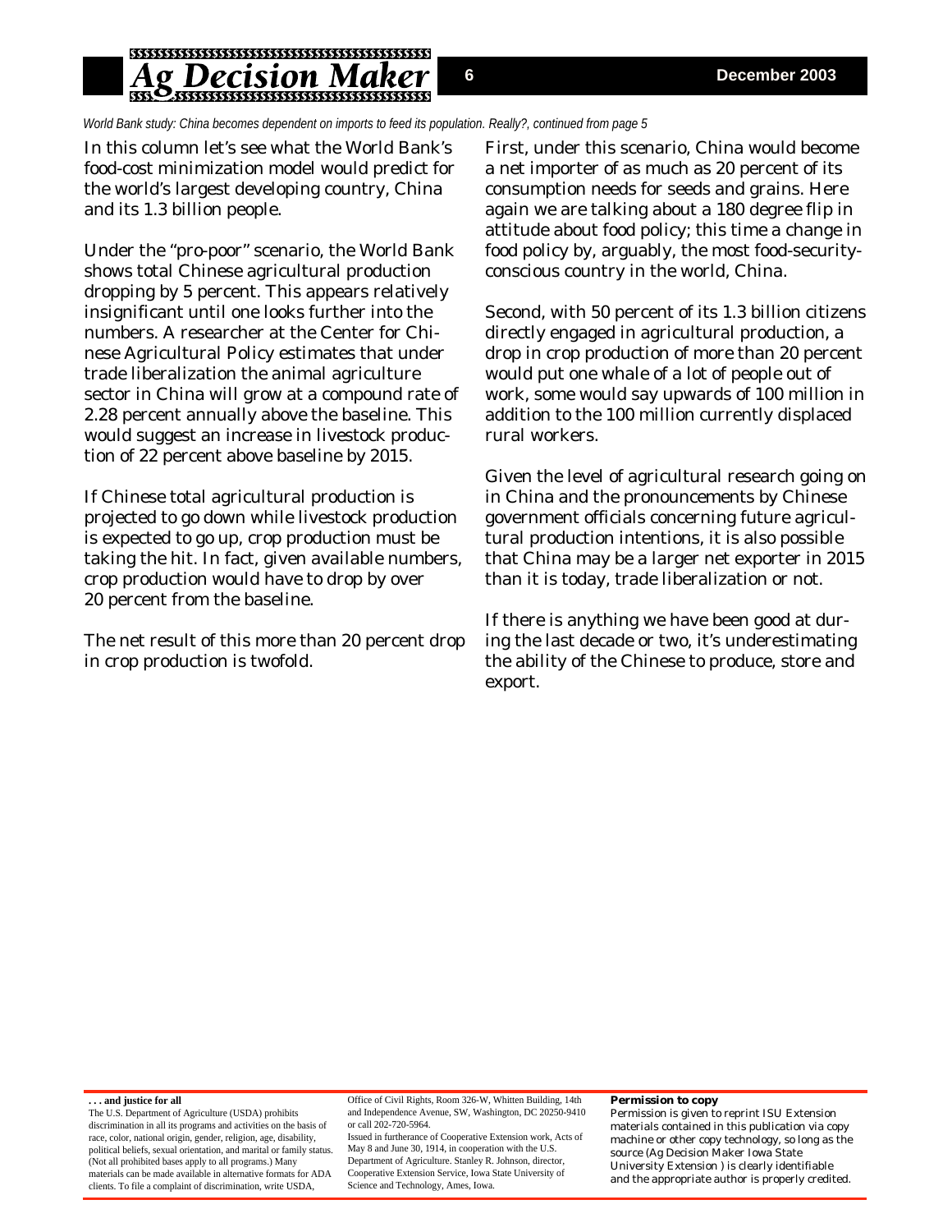*World Bank study: China becomes dependent on imports to feed its population. Really?, continued from page 5*

In this column let's see what the World Bank's food-cost minimization model would predict for the world's largest developing country, China and its 1.3 billion people.

Under the "pro-poor" scenario, the World Bank shows total Chinese agricultural production dropping by 5 percent. This appears relatively insignificant until one looks further into the numbers. A researcher at the Center for Chinese Agricultural Policy estimates that under trade liberalization the animal agriculture sector in China will grow at a compound rate of 2.28 percent annually above the baseline. This would suggest an increase in livestock production of 22 percent above baseline by 2015.

If Chinese total agricultural production is projected to go down while livestock production is expected to go up, crop production must be taking the hit. In fact, given available numbers, crop production would have to drop by over 20 percent from the baseline.

The net result of this more than 20 percent drop in crop production is twofold.

First, under this scenario, China would become a net importer of as much as 20 percent of its consumption needs for seeds and grains. Here again we are talking about a 180 degree flip in attitude about food policy; this time a change in food policy by, arguably, the most food-security-conscious country in the world, China.

Second, with 50 percent of its 1.3 billion citizens directly engaged in agricultural production, a drop in crop production of more than 20 percent would put one whale of a lot of people out of work, some would say upwards of 100 million in addition to the 100 million currently displaced rural workers.

Given the level of agricultural research going on in China and the pronouncements by Chinese government officials concerning future agricultural production intentions, it is also possible that China may be a larger net exporter in 2015 than it is today, trade liberalization or not.

If there is anything we have been good at during the last decade or two, it's underestimating the ability of the Chinese to produce, store and export.

**. . . and justice for all**
The U.S. Department of Agriculture (USDA) prohibits discrimination in all its programs and activities on the basis of race, color, national origin, gender, religion, age, disability, political beliefs, sexual orientation, and marital or family status. (Not all prohibited bases apply to all programs.) Many materials can be made available in alternative formats for ADA clients. To file a complaint of discrimination, write USDA, Office of Civil Rights, Room 326-W, Whitten Building, 14th and Independence Avenue, SW, Washington, DC 20250-9410 or call 202-720-5964.
Issued in furtherance of Cooperative Extension work, Acts of May 8 and June 30, 1914, in cooperation with the U.S. Department of Agriculture. Stanley R. Johnson, director, Cooperative Extension Service, Iowa State University of Science and Technology, Ames, Iowa.

**Permission to copy**
Permission is given to reprint ISU Extension materials contained in this publication via copy machine or other copy technology, so long as the source (Ag Decision Maker Iowa State University Extension ) is clearly identifiable and the appropriate author is properly credited.